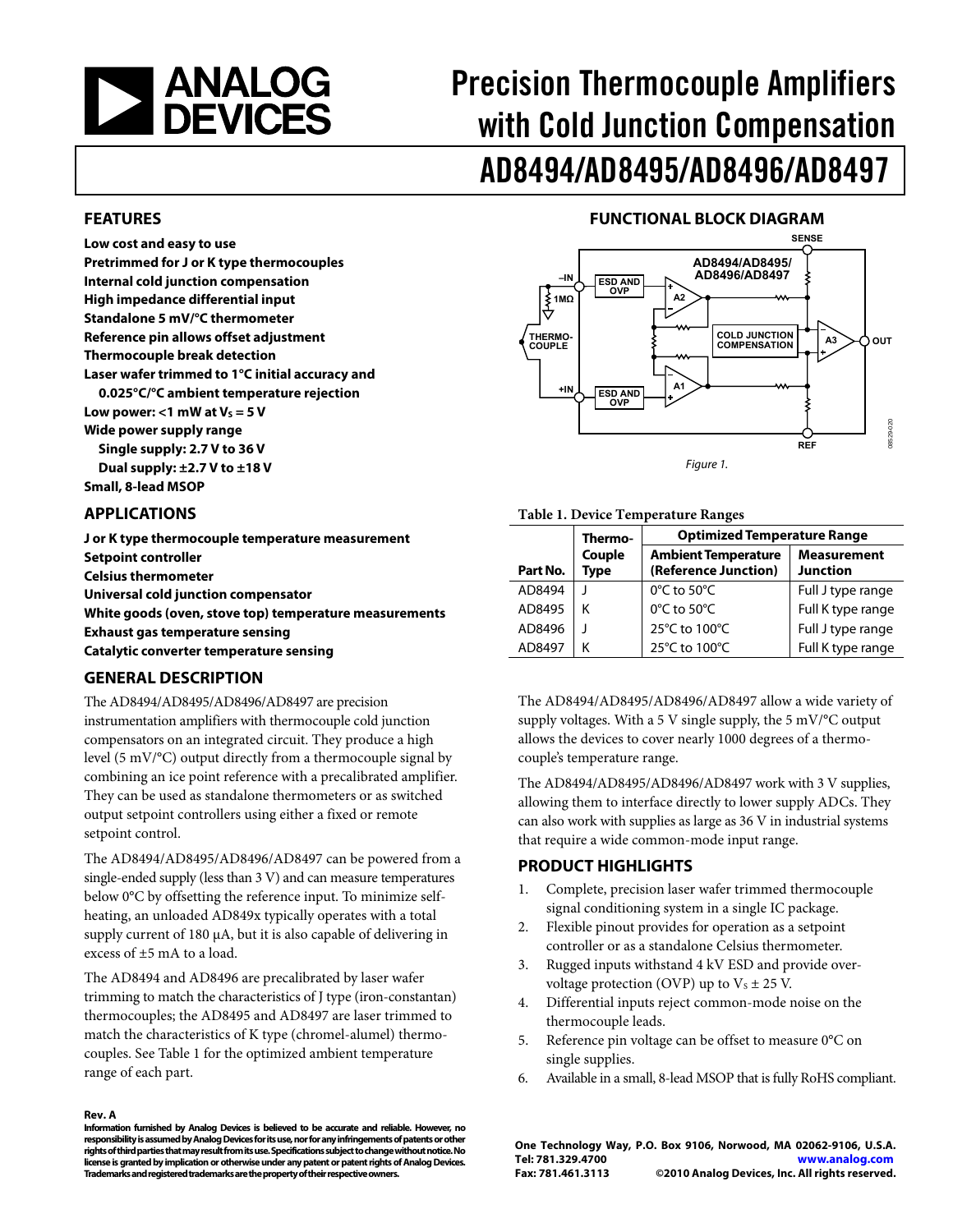# Precision Thermocouple Amplifiers with Cold Junction Compensation

# AD8494/AD8495/AD8496/AD8497

## FEATURES

**Low cost and easy to use**
**Pretrimmed for J or K type thermocouples**
**Internal cold junction compensation**
**High impedance differential input**
**Standalone 5 mV/°C thermometer**
**Reference pin allows offset adjustment**
**Thermocouple break detection**
**Laser wafer trimmed to 1°C initial accuracy and 0.025°C/°C ambient temperature rejection**
**Low power: <1 mW at $V_S$ = 5 V**
**Wide power supply range**
- **Single supply: 2.7 V to 36 V**
- **Dual supply: ±2.7 V to ±18 V**

**Small, 8-lead MSOP**

## APPLICATIONS

**J or K type thermocouple temperature measurement**
**Setpoint controller**
**Celsius thermometer**
**Universal cold junction compensator**
**White goods (oven, stove top) temperature measurements**
**Exhaust gas temperature sensing**
**Catalytic converter temperature sensing**

## GENERAL DESCRIPTION

The AD8494/AD8495/AD8496/AD8497 are precision instrumentation amplifiers with thermocouple cold junction compensators on an integrated circuit. They produce a high level (5 mV/°C) output directly from a thermocouple signal by combining an ice point reference with a precalibrated amplifier. They can be used as standalone thermometers or as switched output setpoint controllers using either a fixed or remote setpoint control.

The AD8494/AD8495/AD8496/AD8497 can be powered from a single-ended supply (less than 3 V) and can measure temperatures below 0°C by offsetting the reference input. To minimize self-heating, an unloaded AD849x typically operates with a total supply current of 180 µA, but it is also capable of delivering in excess of ±5 mA to a load.

The AD8494 and AD8496 are precalibrated by laser wafer trimming to match the characteristics of J type (iron-constantan) thermocouples; the AD8495 and AD8497 are laser trimmed to match the characteristics of K type (chromel-alumel) thermocouples. See Table 1 for the optimized ambient temperature range of each part.

## FUNCTIONAL BLOCK DIAGRAM

Figure 1.

**Table 1. Device Temperature Ranges**

| Part No. | Thermo-Couple Type | Optimized Temperature Range | |
|---|---|---|---|
| | | Ambient Temperature (Reference Junction) | Measurement Junction |
| AD8494 | J | 0°C to 50°C | Full J type range |
| AD8495 | K | 0°C to 50°C | Full K type range |
| AD8496 | J | 25°C to 100°C | Full J type range |
| AD8497 | K | 25°C to 100°C | Full K type range |

The AD8494/AD8495/AD8496/AD8497 allow a wide variety of supply voltages. With a 5 V single supply, the 5 mV/°C output allows the devices to cover nearly 1000 degrees of a thermocouple's temperature range.

The AD8494/AD8495/AD8496/AD8497 work with 3 V supplies, allowing them to interface directly to lower supply ADCs. They can also work with supplies as large as 36 V in industrial systems that require a wide common-mode input range.

## PRODUCT HIGHLIGHTS

1. Complete, precision laser wafer trimmed thermocouple signal conditioning system in a single IC package.
2. Flexible pinout provides for operation as a setpoint controller or as a standalone Celsius thermometer.
3. Rugged inputs withstand 4 kV ESD and provide overvoltage protection (OVP) up to $V_S$ ± 25 V.
4. Differential inputs reject common-mode noise on the thermocouple leads.
5. Reference pin voltage can be offset to measure 0°C on single supplies.
6. Available in a small, 8-lead MSOP that is fully RoHS compliant.

**Rev. A**

Information furnished by Analog Devices is believed to be accurate and reliable. However, no responsibility is assumed by Analog Devices for its use, nor for any infringements of patents or other rights of third parties that may result from its use. Specifications subject to change without notice. No license is granted by implication or otherwise under any patent or patent rights of Analog Devices. Trademarks and registered trademarks are the property of their respective owners.

One Technology Way, P.O. Box 9106, Norwood, MA 02062-9106, U.S.A.
Tel: 781.329.4700 www.analog.com
Fax: 781.461.3113 ©2010 Analog Devices, Inc. All rights reserved.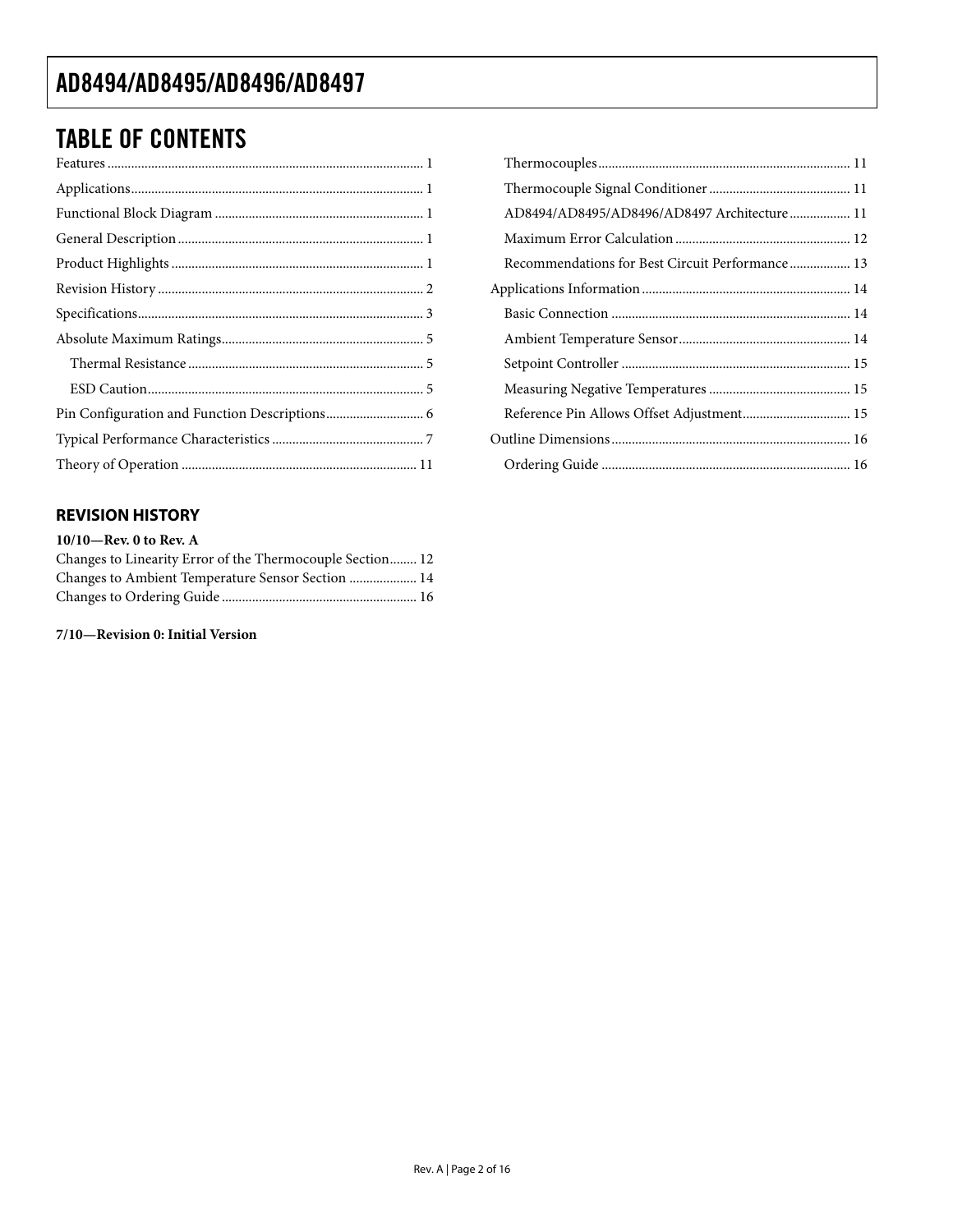## TABLE OF CONTENTS

Features ............................................................................................ 1
Applications...................................................................................... 1
Functional Block Diagram .............................................................. 1
General Description ......................................................................... 1
Product Highlights ........................................................................... 1
Revision History ............................................................................... 2
Specifications..................................................................................... 3
Absolute Maximum Ratings............................................................ 5
    Thermal Resistance ...................................................................... 5
    ESD Caution.................................................................................. 5
Pin Configuration and Function Descriptions............................. 6
Typical Performance Characteristics ............................................. 7
Theory of Operation ...................................................................... 11
    Thermocouples........................................................................... 11
    Thermocouple Signal Conditioner ........................................... 11
    AD8494/AD8495/AD8496/AD8497 Architecture .................. 11
    Maximum Error Calculation .................................................... 12
    Recommendations for Best Circuit Performance .................. 13
Applications Information .............................................................. 14
    Basic Connection ....................................................................... 14
    Ambient Temperature Sensor................................................... 14
    Setpoint Controller .................................................................... 15
    Measuring Negative Temperatures ........................................... 15
    Reference Pin Allows Offset Adjustment................................ 15
Outline Dimensions ....................................................................... 16
    Ordering Guide .......................................................................... 16

### REVISION HISTORY

**10/10—Rev. 0 to Rev. A**

Changes to Linearity Error of the Thermocouple Section........ 12
Changes to Ambient Temperature Sensor Section .................... 14
Changes to Ordering Guide .......................................................... 16

**7/10—Revision 0: Initial Version**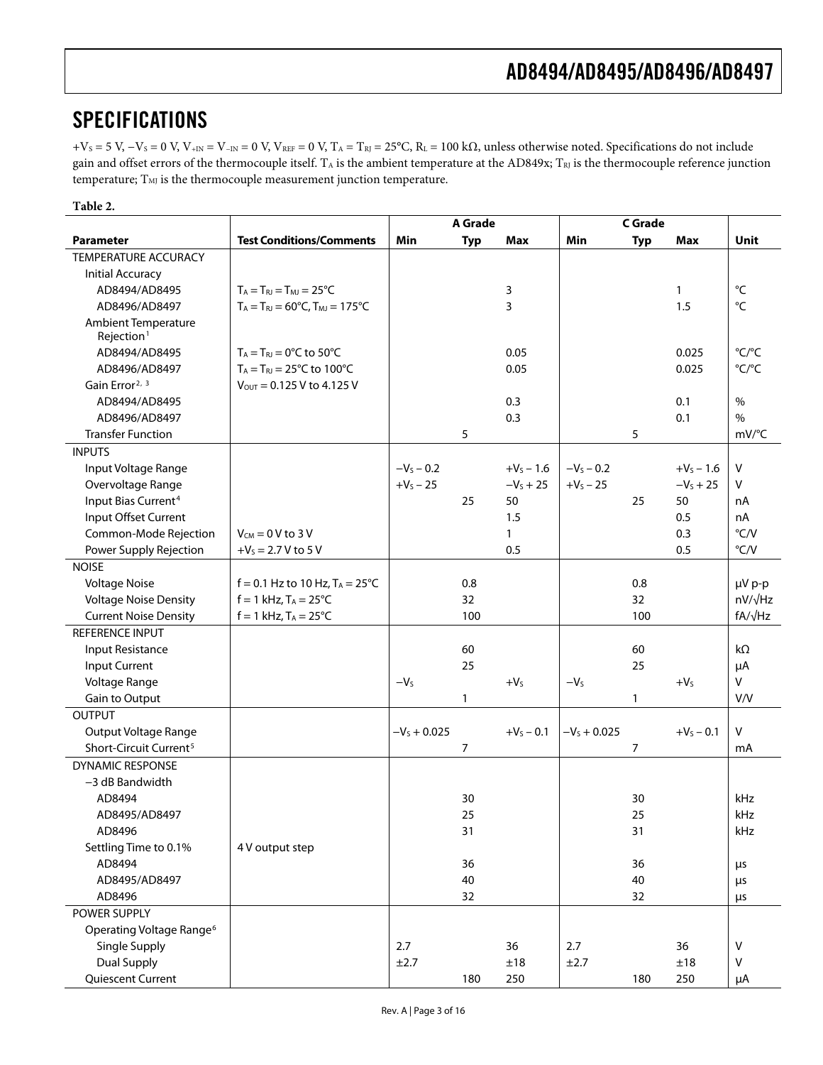## SPECIFICATIONS

$+V_S = 5$ V, $-V_S = 0$ V, $V_{+IN} = V_{-IN} = 0$ V, $V_{REF} = 0$ V, $T_A = T_{RJ} = 25°C$, $R_L = 100$ kΩ, unless otherwise noted. Specifications do not include gain and offset errors of the thermocouple itself. $T_A$ is the ambient temperature at the AD849x; $T_{RJ}$ is the thermocouple reference junction temperature; $T_{MJ}$ is the thermocouple measurement junction temperature.

**Table 2.**

| | | A Grade | | | C Grade | | | |
|---|---|---|---|---|---|---|---|---|
| **Parameter** | **Test Conditions/Comments** | **Min** | **Typ** | **Max** | **Min** | **Typ** | **Max** | **Unit** |
| TEMPERATURE ACCURACY | | | | | | | | |
| Initial Accuracy | | | | | | | | |
| AD8494/AD8495 | $T_A = T_{RJ} = T_{MJ} = 25°C$ | | | 3 | | | 1 | °C |
| AD8496/AD8497 | $T_A = T_{RJ} = 60°C$, $T_{MJ} = 175°C$ | | | 3 | | | 1.5 | °C |
| Ambient Temperature Rejection[1] | | | | | | | | |
| AD8494/AD8495 | $T_A = T_{RJ} = 0°C$ to $50°C$ | | | 0.05 | | | 0.025 | °C/°C |
| AD8496/AD8497 | $T_A = T_{RJ} = 25°C$ to $100°C$ | | | 0.05 | | | 0.025 | °C/°C |
| Gain Error[2, 3] | $V_{OUT} = 0.125$ V to 4.125 V | | | | | | | |
| AD8494/AD8495 | | | | 0.3 | | | 0.1 | % |
| AD8496/AD8497 | | | | 0.3 | | | 0.1 | % |
| Transfer Function | | | 5 | | | 5 | | mV/°C |
| INPUTS | | | | | | | | |
| Input Voltage Range | | $-V_S - 0.2$ | | $+V_S - 1.6$ | $-V_S - 0.2$ | | $+V_S - 1.6$ | V |
| Overvoltage Range | | $+V_S - 25$ | | $-V_S + 25$ | $+V_S - 25$ | | $-V_S + 25$ | V |
| Input Bias Current[4] | | | 25 | 50 | | 25 | 50 | nA |
| Input Offset Current | | | | 1.5 | | | 0.5 | nA |
| Common-Mode Rejection | $V_{CM} = 0$ V to 3 V | | | 1 | | | 0.3 | °C/V |
| Power Supply Rejection | $+V_S = 2.7$ V to 5 V | | | 0.5 | | | 0.5 | °C/V |
| NOISE | | | | | | | | |
| Voltage Noise | f = 0.1 Hz to 10 Hz, $T_A = 25°C$ | | 0.8 | | | 0.8 | | μV p-p |
| Voltage Noise Density | f = 1 kHz, $T_A = 25°C$ | | 32 | | | 32 | | nV/√Hz |
| Current Noise Density | f = 1 kHz, $T_A = 25°C$ | | 100 | | | 100 | | fA/√Hz |
| REFERENCE INPUT | | | | | | | | |
| Input Resistance | | | 60 | | | 60 | | kΩ |
| Input Current | | | 25 | | | 25 | | μA |
| Voltage Range | | $-V_S$ | | $+V_S$ | $-V_S$ | | $+V_S$ | V |
| Gain to Output | | | 1 | | | 1 | | V/V |
| OUTPUT | | | | | | | | |
| Output Voltage Range | | $-V_S + 0.025$ | | $+V_S - 0.1$ | $-V_S + 0.025$ | | $+V_S - 0.1$ | V |
| Short-Circuit Current[5] | | | 7 | | | 7 | | mA |
| DYNAMIC RESPONSE | | | | | | | | |
| −3 dB Bandwidth | | | | | | | | |
| AD8494 | | | 30 | | | 30 | | kHz |
| AD8495/AD8497 | | | 25 | | | 25 | | kHz |
| AD8496 | | | 31 | | | 31 | | kHz |
| Settling Time to 0.1% | 4 V output step | | | | | | | |
| AD8494 | | | 36 | | | 36 | | μs |
| AD8495/AD8497 | | | 40 | | | 40 | | μs |
| AD8496 | | | 32 | | | 32 | | μs |
| POWER SUPPLY | | | | | | | | |
| Operating Voltage Range[6] | | | | | | | | |
| Single Supply | | 2.7 | | 36 | 2.7 | | 36 | V |
| Dual Supply | | ±2.7 | | ±18 | ±2.7 | | ±18 | V |
| Quiescent Current | | | 180 | 250 | | 180 | 250 | μA |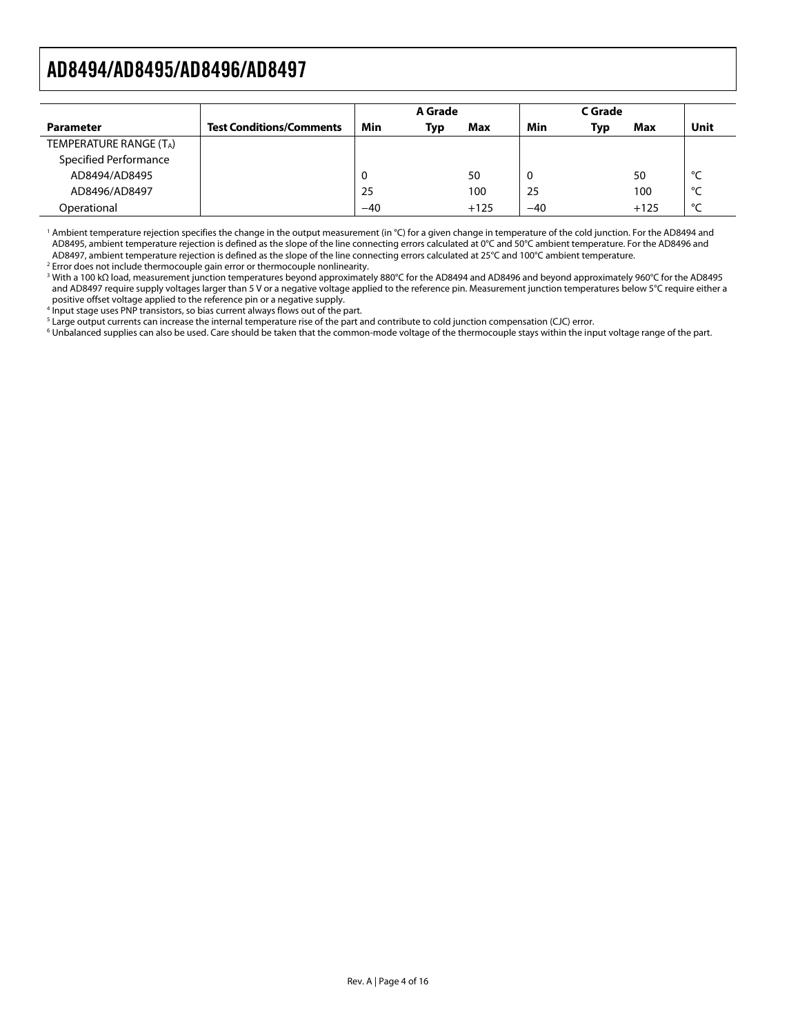| Parameter | Test Conditions/Comments | A Grade | | | C Grade | | | Unit |
|---|---|---|---|---|---|---|---|---|
| | | Min | Typ | Max | Min | Typ | Max | |
| TEMPERATURE RANGE ($T_A$) | | | | | | | | |
| Specified Performance | | | | | | | | |
| AD8494/AD8495 | | 0 | | 50 | 0 | | 50 | °C |
| AD8496/AD8497 | | 25 | | 100 | 25 | | 100 | °C |
| Operational | | −40 | | +125 | −40 | | +125 | °C |

[1] Ambient temperature rejection specifies the change in the output measurement (in °C) for a given change in temperature of the cold junction. For the AD8494 and AD8495, ambient temperature rejection is defined as the slope of the line connecting errors calculated at 0°C and 50°C ambient temperature. For the AD8496 and AD8497, ambient temperature rejection is defined as the slope of the line connecting errors calculated at 25°C and 100°C ambient temperature.

[2] Error does not include thermocouple gain error or thermocouple nonlinearity.

[3] With a 100 kΩ load, measurement junction temperatures beyond approximately 880°C for the AD8494 and AD8496 and beyond approximately 960°C for the AD8495 and AD8497 require supply voltages larger than 5 V or a negative voltage applied to the reference pin. Measurement junction temperatures below 5°C require either a positive offset voltage applied to the reference pin or a negative supply.

[4] Input stage uses PNP transistors, so bias current always flows out of the part.

[5] Large output currents can increase the internal temperature rise of the part and contribute to cold junction compensation (CJC) error.

[6] Unbalanced supplies can also be used. Care should be taken that the common-mode voltage of the thermocouple stays within the input voltage range of the part.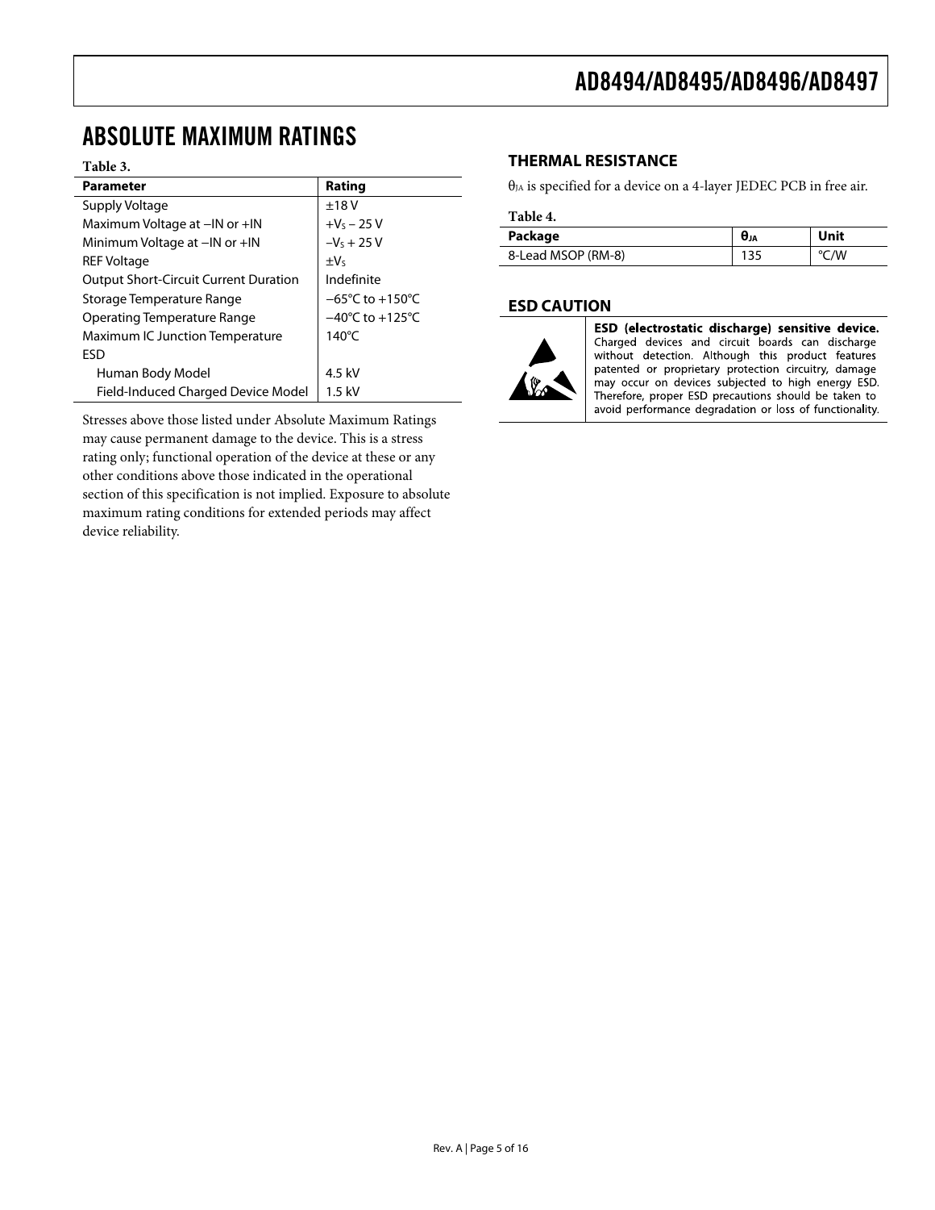## ABSOLUTE MAXIMUM RATINGS

**Table 3.**

| Parameter | Rating |
|---|---|
| Supply Voltage | ±18 V |
| Maximum Voltage at −IN or +IN | $+V_S - 25$ V |
| Minimum Voltage at −IN or +IN | $-V_S + 25$ V |
| REF Voltage | $\pm V_S$ |
| Output Short-Circuit Current Duration | Indefinite |
| Storage Temperature Range | −65°C to +150°C |
| Operating Temperature Range | −40°C to +125°C |
| Maximum IC Junction Temperature | 140°C |
| ESD | |
| Human Body Model | 4.5 kV |
| Field-Induced Charged Device Model | 1.5 kV |

Stresses above those listed under Absolute Maximum Ratings may cause permanent damage to the device. This is a stress rating only; functional operation of the device at these or any other conditions above those indicated in the operational section of this specification is not implied. Exposure to absolute maximum rating conditions for extended periods may affect device reliability.

### THERMAL RESISTANCE

$\theta_{JA}$ is specified for a device on a 4-layer JEDEC PCB in free air.

**Table 4.**

| Package | $\theta_{JA}$ | Unit |
|---|---|---|
| 8-Lead MSOP (RM-8) | 135 | °C/W |

### ESD CAUTION

**ESD (electrostatic discharge) sensitive device.** Charged devices and circuit boards can discharge without detection. Although this product features patented or proprietary protection circuitry, damage may occur on devices subjected to high energy ESD. Therefore, proper ESD precautions should be taken to avoid performance degradation or loss of functionality.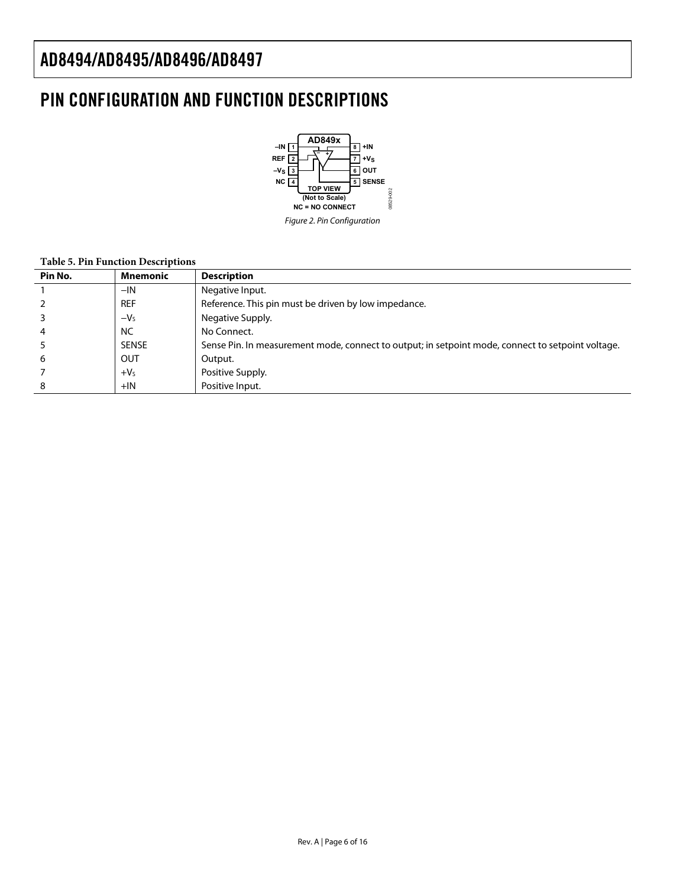# PIN CONFIGURATION AND FUNCTION DESCRIPTIONS

*Figure 2. Pin Configuration*

**Table 5. Pin Function Descriptions**

| Pin No. | Mnemonic | Description |
|---|---|---|
| 1 | −IN | Negative Input. |
| 2 | REF | Reference. This pin must be driven by low impedance. |
| 3 | $-V_S$ | Negative Supply. |
| 4 | NC | No Connect. |
| 5 | SENSE | Sense Pin. In measurement mode, connect to output; in setpoint mode, connect to setpoint voltage. |
| 6 | OUT | Output. |
| 7 | $+V_S$ | Positive Supply. |
| 8 | +IN | Positive Input. |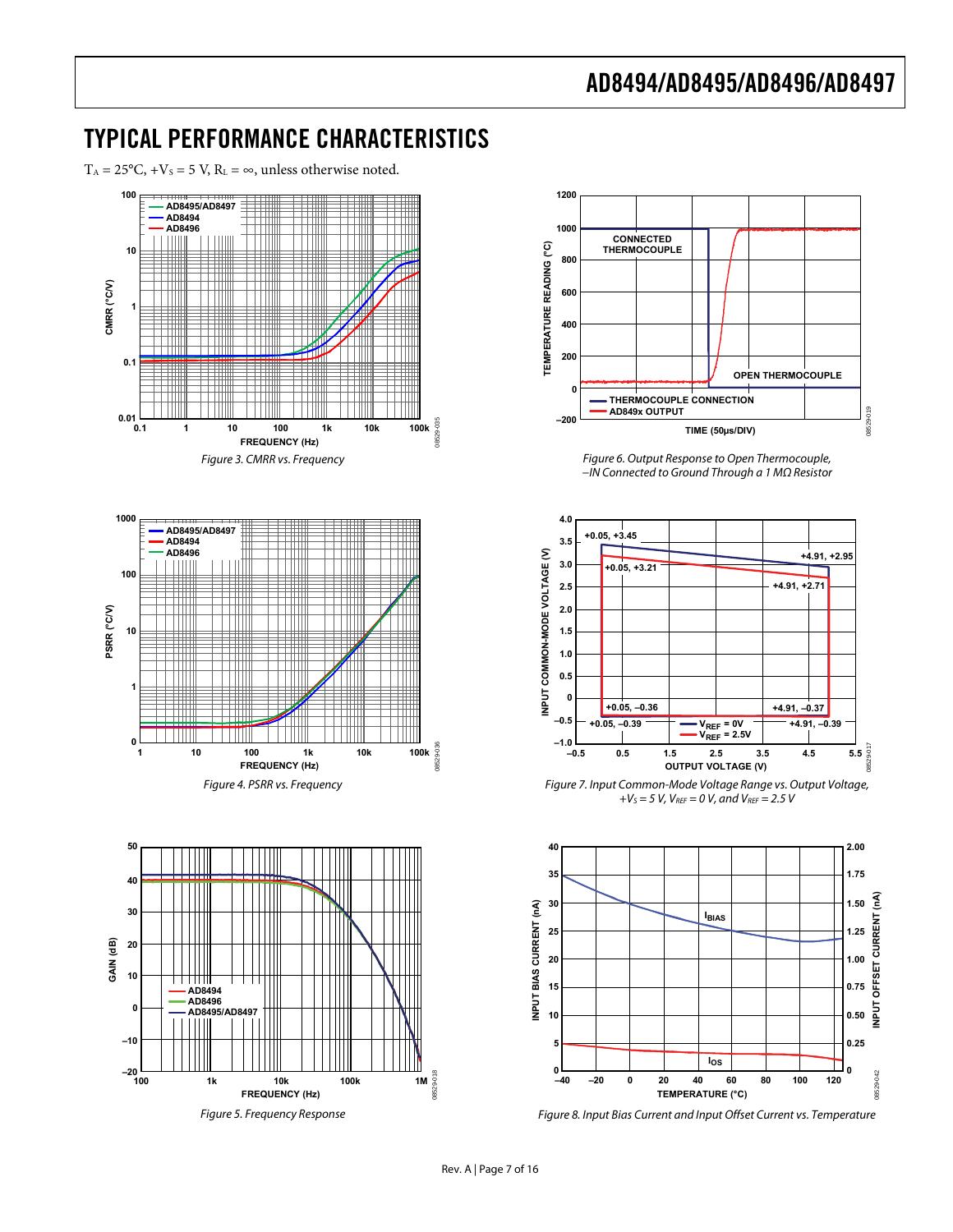## TYPICAL PERFORMANCE CHARACTERISTICS

$T_A$ = 25°C, $+V_S$ = 5 V, $R_L$ = ∞, unless otherwise noted.

*Figure 3. CMRR vs. Frequency*

*Figure 4. PSRR vs. Frequency*

*Figure 5. Frequency Response*

*Figure 6. Output Response to Open Thermocouple, –IN Connected to Ground Through a 1 MΩ Resistor*

*Figure 7. Input Common-Mode Voltage Range vs. Output Voltage, $+V_S$ = 5 V, $V_{REF}$ = 0 V, and $V_{REF}$ = 2.5 V*

*Figure 8. Input Bias Current and Input Offset Current vs. Temperature*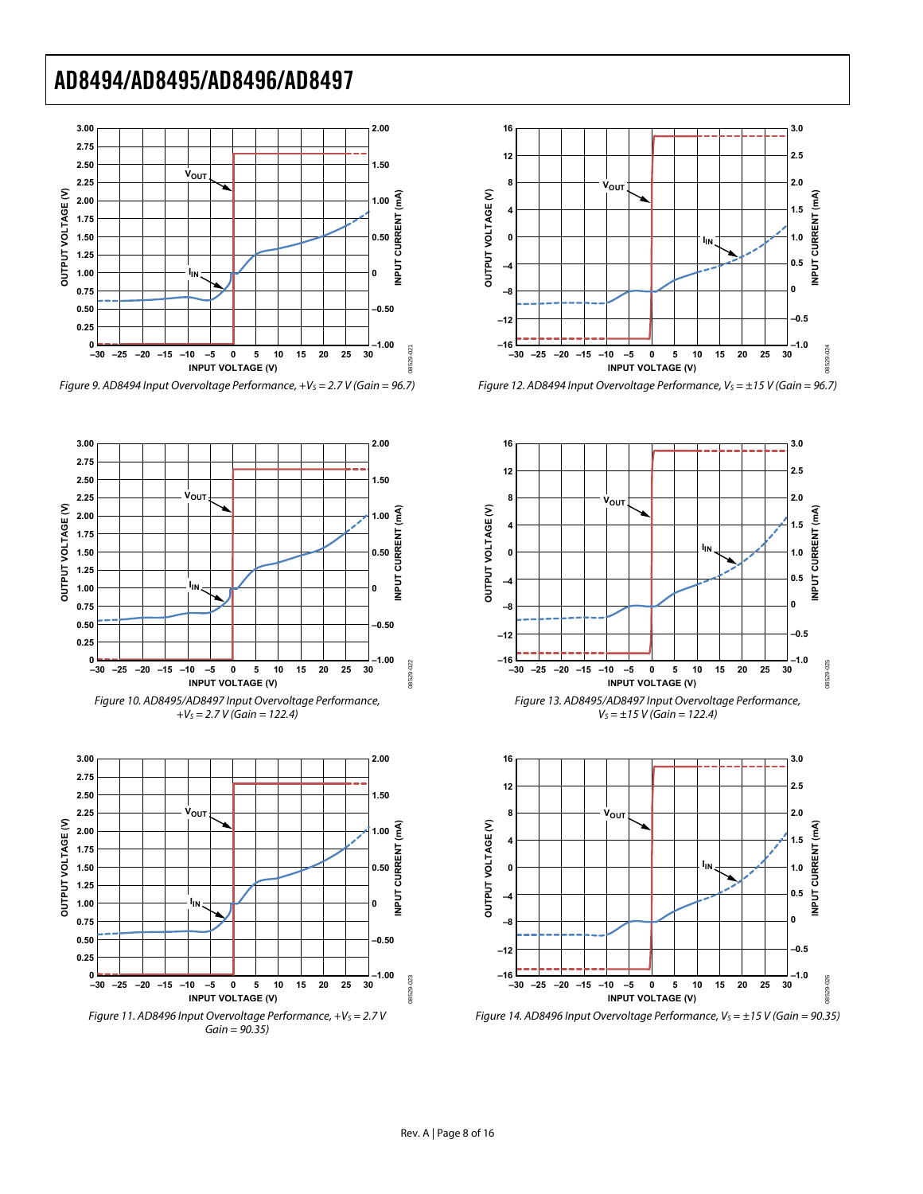Figure 9. AD8494 Input Overvoltage Performance, $+V_S = 2.7$ V (Gain = 96.7)

Figure 12. AD8494 Input Overvoltage Performance, $V_S = \pm15$ V (Gain = 96.7)

Figure 10. AD8495/AD8497 Input Overvoltage Performance, $+V_S = 2.7$ V (Gain = 122.4)

Figure 13. AD8495/AD8497 Input Overvoltage Performance, $V_S = \pm15$ V (Gain = 122.4)

Figure 11. AD8496 Input Overvoltage Performance, $+V_S = 2.7$ V Gain = 90.35)

Figure 14. AD8496 Input Overvoltage Performance, $V_S = \pm15$ V (Gain = 90.35)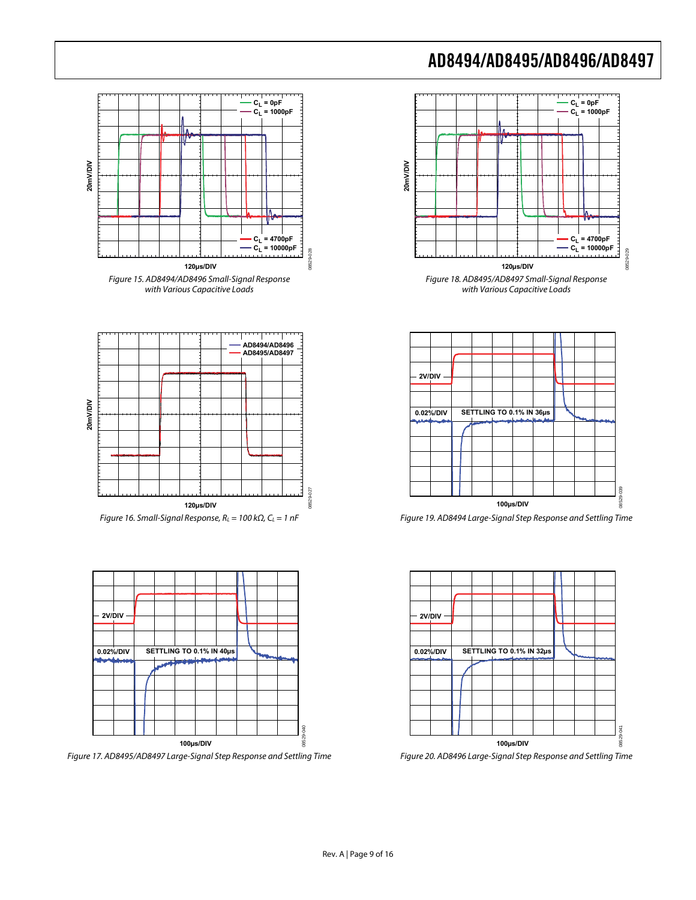Figure 15. AD8494/AD8496 Small-Signal Response with Various Capacitive Loads

Figure 18. AD8495/AD8497 Small-Signal Response with Various Capacitive Loads

Figure 16. Small-Signal Response, $R_L$ = 100 kΩ, $C_L$ = 1 nF

Figure 19. AD8494 Large-Signal Step Response and Settling Time

Figure 17. AD8495/AD8497 Large-Signal Step Response and Settling Time

Figure 20. AD8496 Large-Signal Step Response and Settling Time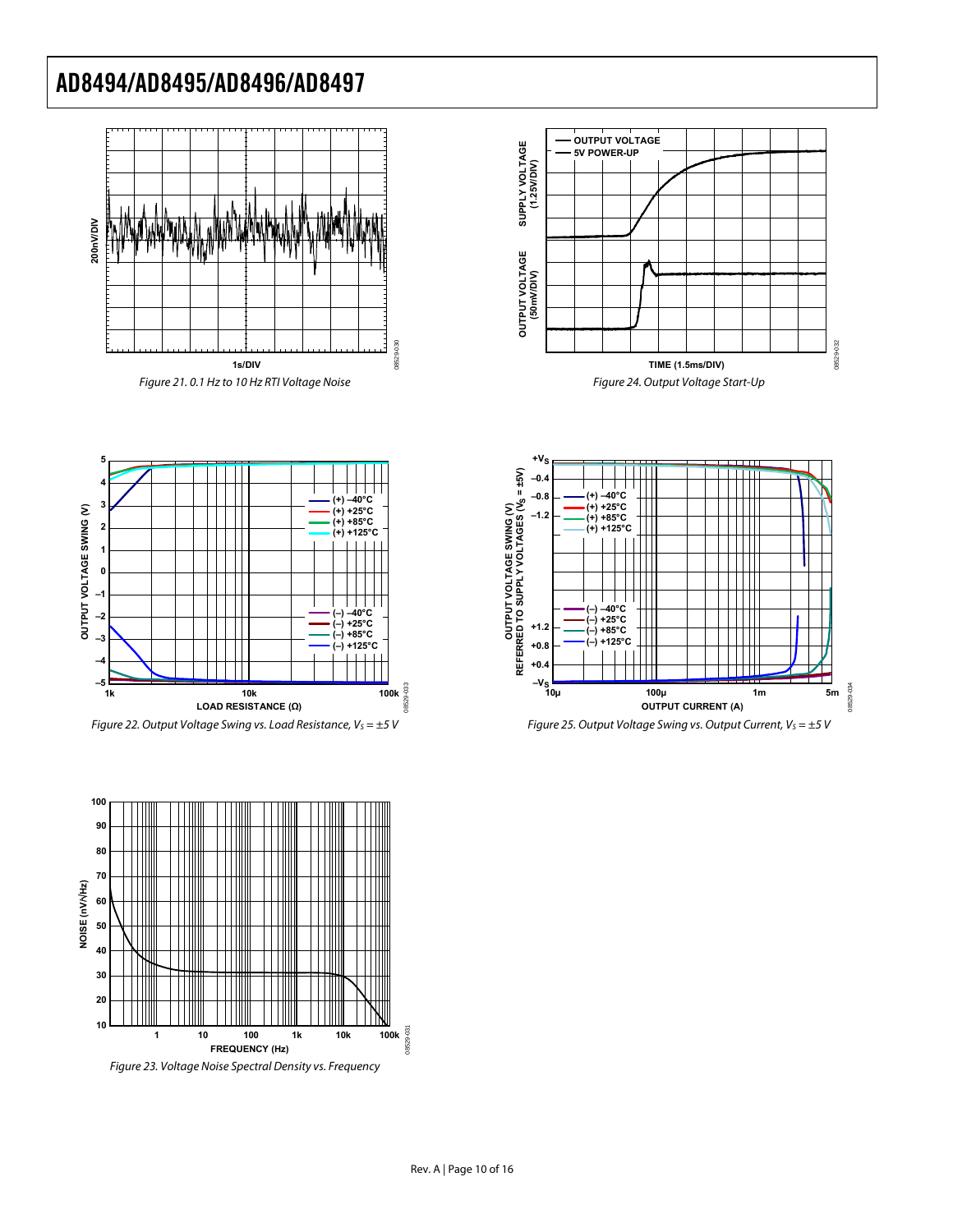Figure 21. 0.1 Hz to 10 Hz RTI Voltage Noise

Figure 22. Output Voltage Swing vs. Load Resistance, $V_S = \pm 5$ V

Figure 23. Voltage Noise Spectral Density vs. Frequency

Figure 24. Output Voltage Start-Up

Figure 25. Output Voltage Swing vs. Output Current, $V_S = \pm 5$ V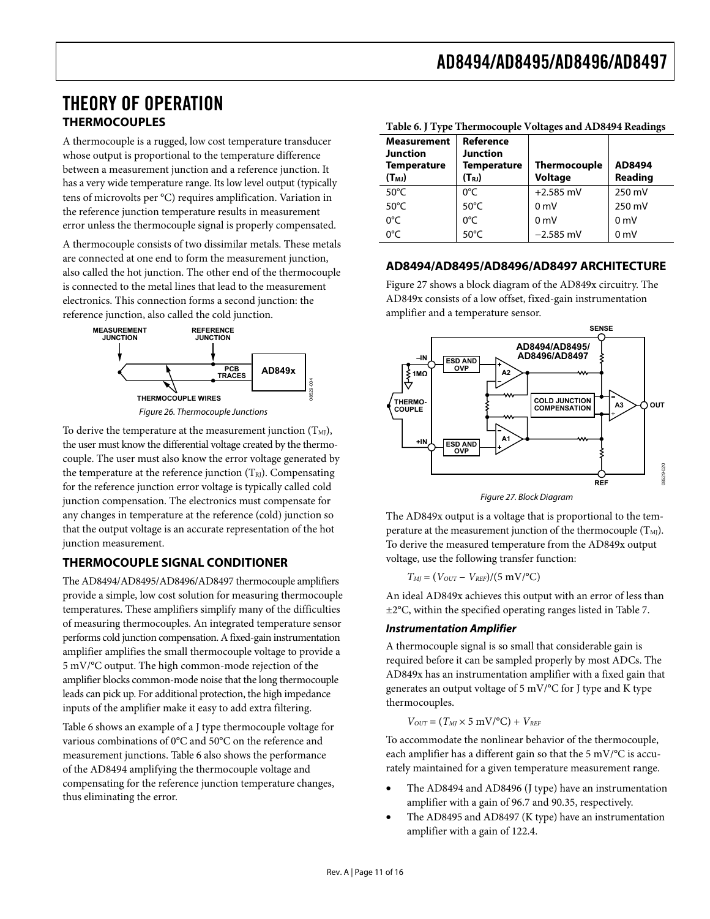# THEORY OF OPERATION

## THERMOCOUPLES

A thermocouple is a rugged, low cost temperature transducer whose output is proportional to the temperature difference between a measurement junction and a reference junction. It has a very wide temperature range. Its low level output (typically tens of microvolts per °C) requires amplification. Variation in the reference junction temperature results in measurement error unless the thermocouple signal is properly compensated.

A thermocouple consists of two dissimilar metals. These metals are connected at one end to form the measurement junction, also called the hot junction. The other end of the thermocouple is connected to the metal lines that lead to the measurement electronics. This connection forms a second junction: the reference junction, also called the cold junction.

*Figure 26. Thermocouple Junctions*

To derive the temperature at the measurement junction ($T_{MJ}$), the user must know the differential voltage created by the thermocouple. The user must also know the error voltage generated by the temperature at the reference junction ($T_{RJ}$). Compensating for the reference junction error voltage is typically called cold junction compensation. The electronics must compensate for any changes in temperature at the reference (cold) junction so that the output voltage is an accurate representation of the hot junction measurement.

## THERMOCOUPLE SIGNAL CONDITIONER

The AD8494/AD8495/AD8496/AD8497 thermocouple amplifiers provide a simple, low cost solution for measuring thermocouple temperatures. These amplifiers simplify many of the difficulties of measuring thermocouples. An integrated temperature sensor performs cold junction compensation. A fixed-gain instrumentation amplifier amplifies the small thermocouple voltage to provide a 5 mV/°C output. The high common-mode rejection of the amplifier blocks common-mode noise that the long thermocouple leads can pick up. For additional protection, the high impedance inputs of the amplifier make it easy to add extra filtering.

Table 6 shows an example of a J type thermocouple voltage for various combinations of 0°C and 50°C on the reference and measurement junctions. Table 6 also shows the performance of the AD8494 amplifying the thermocouple voltage and compensating for the reference junction temperature changes, thus eliminating the error.

**Table 6. J Type Thermocouple Voltages and AD8494 Readings**

| Measurement Junction Temperature ($T_{MJ}$) | Reference Junction Temperature ($T_{RJ}$) | Thermocouple Voltage | AD8494 Reading |
|---|---|---|---|
| 50°C | 0°C | +2.585 mV | 250 mV |
| 50°C | 50°C | 0 mV | 250 mV |
| 0°C | 0°C | 0 mV | 0 mV |
| 0°C | 50°C | −2.585 mV | 0 mV |

## AD8494/AD8495/AD8496/AD8497 ARCHITECTURE

Figure 27 shows a block diagram of the AD849x circuitry. The AD849x consists of a low offset, fixed-gain instrumentation amplifier and a temperature sensor.

*Figure 27. Block Diagram*

The AD849x output is a voltage that is proportional to the temperature at the measurement junction of the thermocouple ($T_{MJ}$). To derive the measured temperature from the AD849x output voltage, use the following transfer function:

$$T_{MJ} = (V_{OUT} - V_{REF})/(5\ \text{mV/°C})$$

An ideal AD849x achieves this output with an error of less than ±2°C, within the specified operating ranges listed in Table 7.

### *Instrumentation Amplifier*

A thermocouple signal is so small that considerable gain is required before it can be sampled properly by most ADCs. The AD849x has an instrumentation amplifier with a fixed gain that generates an output voltage of 5 mV/°C for J type and K type thermocouples.

$$V_{OUT} = (T_{MJ} \times 5\ \text{mV/°C}) + V_{REF}$$

To accommodate the nonlinear behavior of the thermocouple, each amplifier has a different gain so that the 5 mV/°C is accurately maintained for a given temperature measurement range.

- The AD8494 and AD8496 (J type) have an instrumentation amplifier with a gain of 96.7 and 90.35, respectively.
- The AD8495 and AD8497 (K type) have an instrumentation amplifier with a gain of 122.4.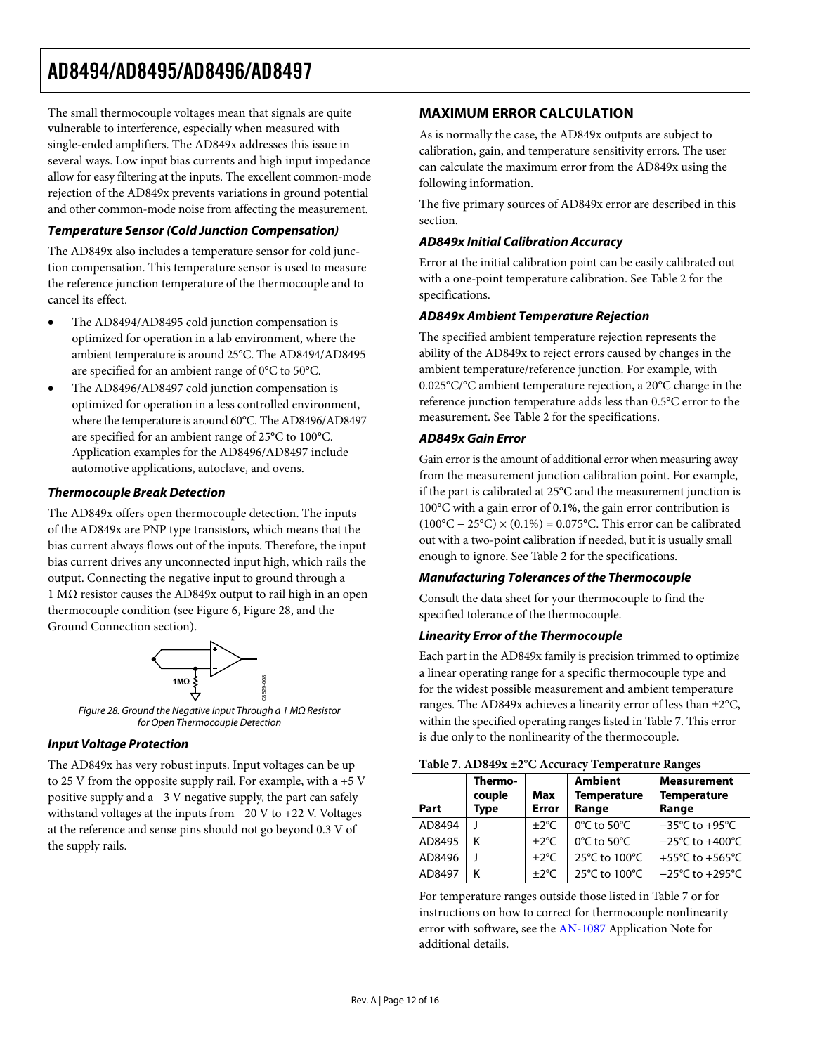The small thermocouple voltages mean that signals are quite vulnerable to interference, especially when measured with single-ended amplifiers. The AD849x addresses this issue in several ways. Low input bias currents and high input impedance allow for easy filtering at the inputs. The excellent common-mode rejection of the AD849x prevents variations in ground potential and other common-mode noise from affecting the measurement.

### *Temperature Sensor (Cold Junction Compensation)*

The AD849x also includes a temperature sensor for cold junction compensation. This temperature sensor is used to measure the reference junction temperature of the thermocouple and to cancel its effect.

- The AD8494/AD8495 cold junction compensation is optimized for operation in a lab environment, where the ambient temperature is around 25°C. The AD8494/AD8495 are specified for an ambient range of 0°C to 50°C.
- The AD8496/AD8497 cold junction compensation is optimized for operation in a less controlled environment, where the temperature is around 60°C. The AD8496/AD8497 are specified for an ambient range of 25°C to 100°C. Application examples for the AD8496/AD8497 include automotive applications, autoclave, and ovens.

### *Thermocouple Break Detection*

The AD849x offers open thermocouple detection. The inputs of the AD849x are PNP type transistors, which means that the bias current always flows out of the inputs. Therefore, the input bias current drives any unconnected input high, which rails the output. Connecting the negative input to ground through a 1 MΩ resistor causes the AD849x output to rail high in an open thermocouple condition (see Figure 6, Figure 28, and the Ground Connection section).

*Figure 28. Ground the Negative Input Through a 1 MΩ Resistor for Open Thermocouple Detection*

### *Input Voltage Protection*

The AD849x has very robust inputs. Input voltages can be up to 25 V from the opposite supply rail. For example, with a +5 V positive supply and a −3 V negative supply, the part can safely withstand voltages at the inputs from −20 V to +22 V. Voltages at the reference and sense pins should not go beyond 0.3 V of the supply rails.

## MAXIMUM ERROR CALCULATION

As is normally the case, the AD849x outputs are subject to calibration, gain, and temperature sensitivity errors. The user can calculate the maximum error from the AD849x using the following information.

The five primary sources of AD849x error are described in this section.

### *AD849x Initial Calibration Accuracy*

Error at the initial calibration point can be easily calibrated out with a one-point temperature calibration. See Table 2 for the specifications.

### *AD849x Ambient Temperature Rejection*

The specified ambient temperature rejection represents the ability of the AD849x to reject errors caused by changes in the ambient temperature/reference junction. For example, with 0.025°C/°C ambient temperature rejection, a 20°C change in the reference junction temperature adds less than 0.5°C error to the measurement. See Table 2 for the specifications.

### *AD849x Gain Error*

Gain error is the amount of additional error when measuring away from the measurement junction calibration point. For example, if the part is calibrated at 25°C and the measurement junction is 100°C with a gain error of 0.1%, the gain error contribution is (100°C − 25°C) × (0.1%) = 0.075°C. This error can be calibrated out with a two-point calibration if needed, but it is usually small enough to ignore. See Table 2 for the specifications.

### *Manufacturing Tolerances of the Thermocouple*

Consult the data sheet for your thermocouple to find the specified tolerance of the thermocouple.

### *Linearity Error of the Thermocouple*

Each part in the AD849x family is precision trimmed to optimize a linear operating range for a specific thermocouple type and for the widest possible measurement and ambient temperature ranges. The AD849x achieves a linearity error of less than ±2°C, within the specified operating ranges listed in Table 7. This error is due only to the nonlinearity of the thermocouple.

**Table 7. AD849x ±2°C Accuracy Temperature Ranges**

| Part | Thermocouple Type | Max Error | Ambient Temperature Range | Measurement Temperature Range |
|---|---|---|---|---|
| AD8494 | J | ±2°C | 0°C to 50°C | −35°C to +95°C |
| AD8495 | K | ±2°C | 0°C to 50°C | −25°C to +400°C |
| AD8496 | J | ±2°C | 25°C to 100°C | +55°C to +565°C |
| AD8497 | K | ±2°C | 25°C to 100°C | −25°C to +295°C |

For temperature ranges outside those listed in Table 7 or for instructions on how to correct for thermocouple nonlinearity error with software, see the AN-1087 Application Note for additional details.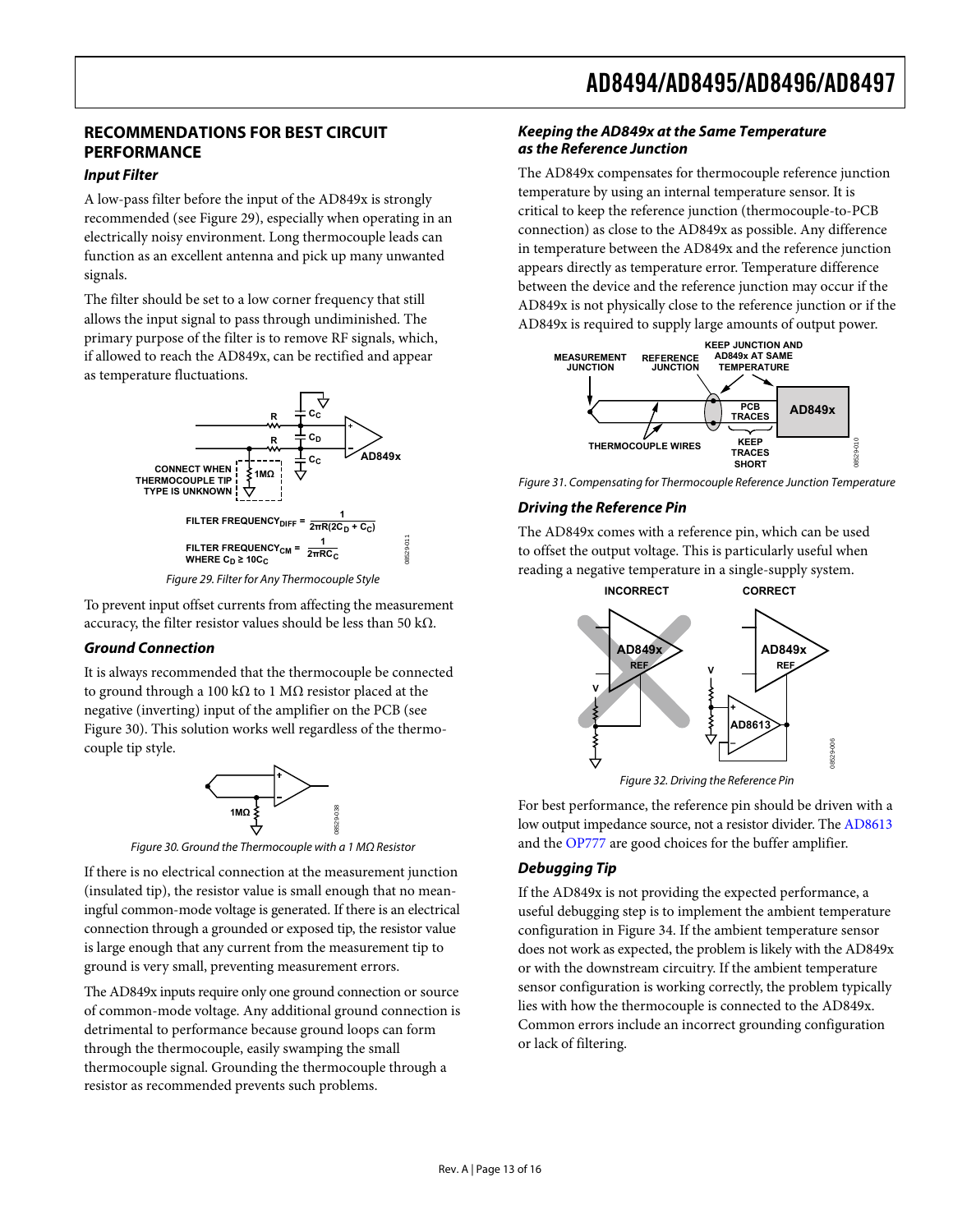## RECOMMENDATIONS FOR BEST CIRCUIT PERFORMANCE

### Input Filter

A low-pass filter before the input of the AD849x is strongly recommended (see Figure 29), especially when operating in an electrically noisy environment. Long thermocouple leads can function as an excellent antenna and pick up many unwanted signals.

The filter should be set to a low corner frequency that still allows the input signal to pass through undiminished. The primary purpose of the filter is to remove RF signals, which, if allowed to reach the AD849x, can be rectified and appear as temperature fluctuations.

$$\text{FILTER FREQUENCY}_{DIFF} = \frac{1}{2\pi R(2C_D + C_C)}$$

$$\text{FILTER FREQUENCY}_{CM} = \frac{1}{2\pi RC_C}$$

WHERE $C_D \geq 10C_C$

Figure 29. Filter for Any Thermocouple Style

To prevent input offset currents from affecting the measurement accuracy, the filter resistor values should be less than 50 kΩ.

### Ground Connection

It is always recommended that the thermocouple be connected to ground through a 100 kΩ to 1 MΩ resistor placed at the negative (inverting) input of the amplifier on the PCB (see Figure 30). This solution works well regardless of the thermocouple tip style.

Figure 30. Ground the Thermocouple with a 1 MΩ Resistor

If there is no electrical connection at the measurement junction (insulated tip), the resistor value is small enough that no meaningful common-mode voltage is generated. If there is an electrical connection through a grounded or exposed tip, the resistor value is large enough that any current from the measurement tip to ground is very small, preventing measurement errors.

The AD849x inputs require only one ground connection or source of common-mode voltage. Any additional ground connection is detrimental to performance because ground loops can form through the thermocouple, easily swamping the small thermocouple signal. Grounding the thermocouple through a resistor as recommended prevents such problems.

### Keeping the AD849x at the Same Temperature as the Reference Junction

The AD849x compensates for thermocouple reference junction temperature by using an internal temperature sensor. It is critical to keep the reference junction (thermocouple-to-PCB connection) as close to the AD849x as possible. Any difference in temperature between the AD849x and the reference junction appears directly as temperature error. Temperature difference between the device and the reference junction may occur if the AD849x is not physically close to the reference junction or if the AD849x is required to supply large amounts of output power.

Figure 31. Compensating for Thermocouple Reference Junction Temperature

### Driving the Reference Pin

The AD849x comes with a reference pin, which can be used to offset the output voltage. This is particularly useful when reading a negative temperature in a single-supply system.

Figure 32. Driving the Reference Pin

For best performance, the reference pin should be driven with a low output impedance source, not a resistor divider. The AD8613 and the OP777 are good choices for the buffer amplifier.

### Debugging Tip

If the AD849x is not providing the expected performance, a useful debugging step is to implement the ambient temperature configuration in Figure 34. If the ambient temperature sensor does not work as expected, the problem is likely with the AD849x or with the downstream circuitry. If the ambient temperature sensor configuration is working correctly, the problem typically lies with how the thermocouple is connected to the AD849x. Common errors include an incorrect grounding configuration or lack of filtering.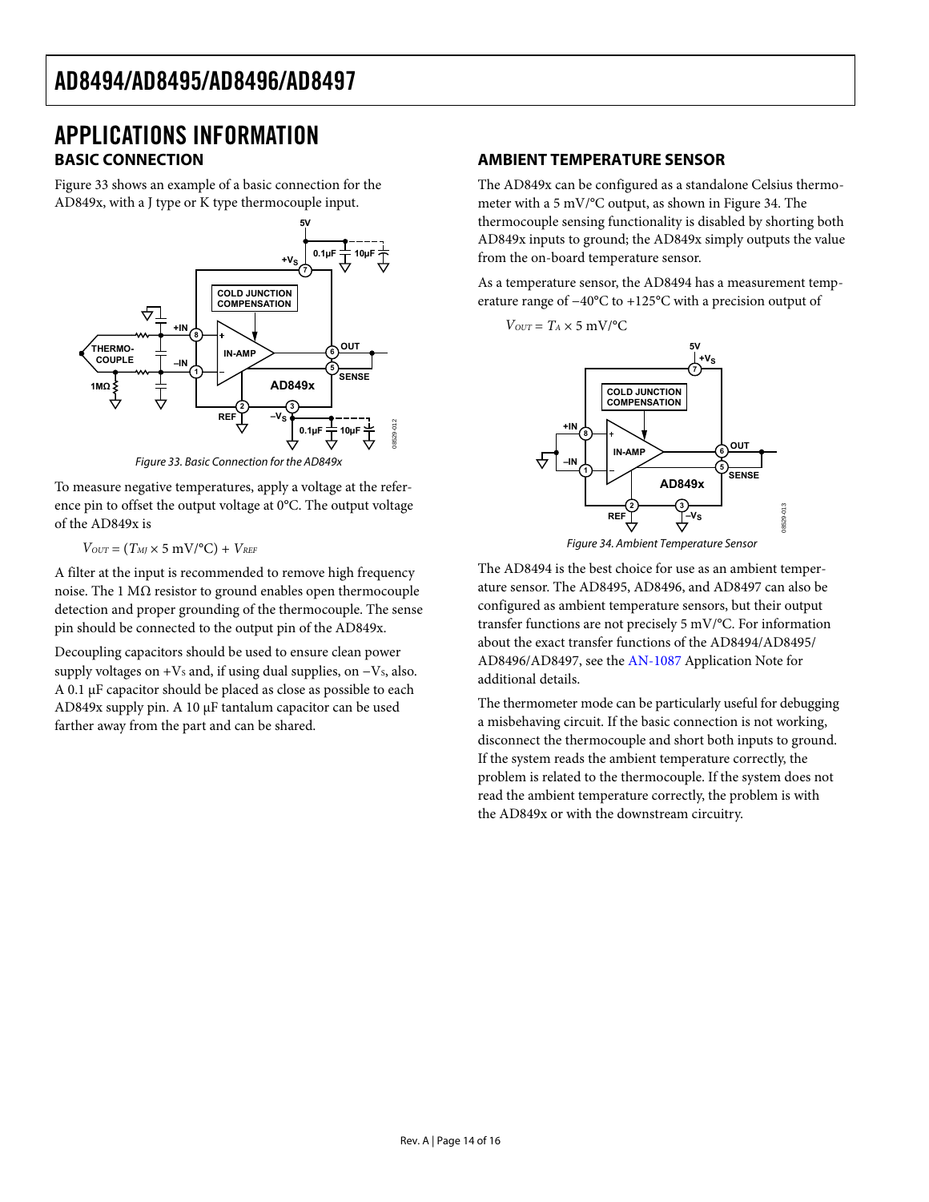## APPLICATIONS INFORMATION

### BASIC CONNECTION

Figure 33 shows an example of a basic connection for the AD849x, with a J type or K type thermocouple input.

Figure 33. Basic Connection for the AD849x

To measure negative temperatures, apply a voltage at the reference pin to offset the output voltage at 0°C. The output voltage of the AD849x is

$$V_{OUT} = (T_{MJ} \times 5 \text{ mV/°C}) + V_{REF}$$

A filter at the input is recommended to remove high frequency noise. The 1 MΩ resistor to ground enables open thermocouple detection and proper grounding of the thermocouple. The sense pin should be connected to the output pin of the AD849x.

Decoupling capacitors should be used to ensure clean power supply voltages on $+V_S$ and, if using dual supplies, on $−V_S$, also. A 0.1 μF capacitor should be placed as close as possible to each AD849x supply pin. A 10 μF tantalum capacitor can be used farther away from the part and can be shared.

### AMBIENT TEMPERATURE SENSOR

The AD849x can be configured as a standalone Celsius thermometer with a 5 mV/°C output, as shown in Figure 34. The thermocouple sensing functionality is disabled by shorting both AD849x inputs to ground; the AD849x simply outputs the value from the on-board temperature sensor.

As a temperature sensor, the AD8494 has a measurement temperature range of −40°C to +125°C with a precision output of

$$V_{OUT} = T_A \times 5 \text{ mV/°C}$$

Figure 34. Ambient Temperature Sensor

The AD8494 is the best choice for use as an ambient temperature sensor. The AD8495, AD8496, and AD8497 can also be configured as ambient temperature sensors, but their output transfer functions are not precisely 5 mV/°C. For information about the exact transfer functions of the AD8494/AD8495/AD8496/AD8497, see the AN-1087 Application Note for additional details.

The thermometer mode can be particularly useful for debugging a misbehaving circuit. If the basic connection is not working, disconnect the thermocouple and short both inputs to ground. If the system reads the ambient temperature correctly, the problem is related to the thermocouple. If the system does not read the ambient temperature correctly, the problem is with the AD849x or with the downstream circuitry.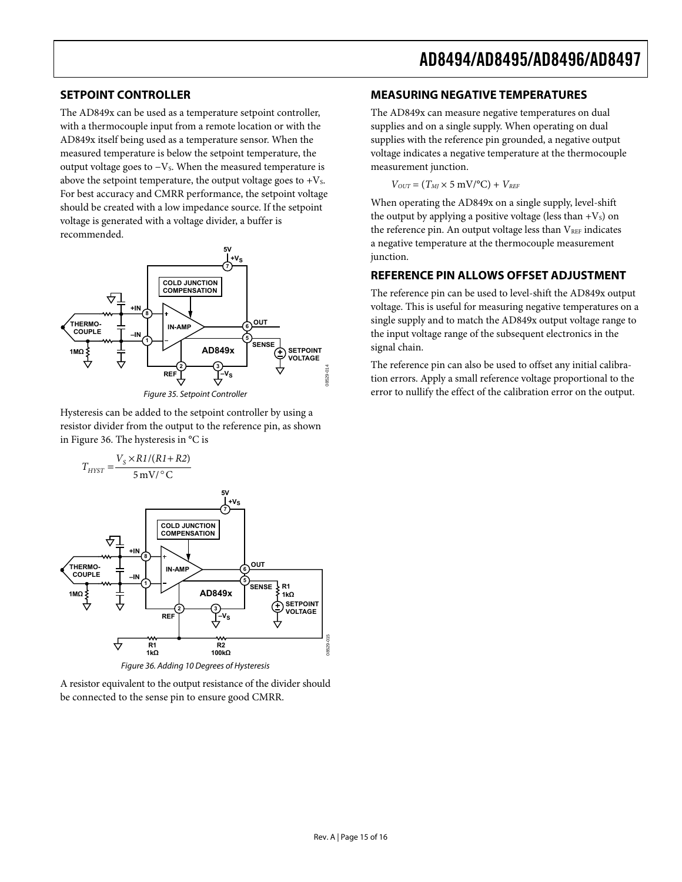## SETPOINT CONTROLLER

The AD849x can be used as a temperature setpoint controller, with a thermocouple input from a remote location or with the AD849x itself being used as a temperature sensor. When the measured temperature is below the setpoint temperature, the output voltage goes to $-V_S$. When the measured temperature is above the setpoint temperature, the output voltage goes to $+V_S$. For best accuracy and CMRR performance, the setpoint voltage should be created with a low impedance source. If the setpoint voltage is generated with a voltage divider, a buffer is recommended.

Figure 35. Setpoint Controller

Hysteresis can be added to the setpoint controller by using a resistor divider from the output to the reference pin, as shown in Figure 36. The hysteresis in °C is

$$T_{HYST} = \frac{V_S \times R1/(R1+R2)}{5\,\text{mV}/^\circ\text{C}}$$

Figure 36. Adding 10 Degrees of Hysteresis

A resistor equivalent to the output resistance of the divider should be connected to the sense pin to ensure good CMRR.

## MEASURING NEGATIVE TEMPERATURES

The AD849x can measure negative temperatures on dual supplies and on a single supply. When operating on dual supplies with the reference pin grounded, a negative output voltage indicates a negative temperature at the thermocouple measurement junction.

$$V_{OUT} = (T_{MJ} \times 5\text{ mV/°C}) + V_{REF}$$

When operating the AD849x on a single supply, level-shift the output by applying a positive voltage (less than $+V_S$) on the reference pin. An output voltage less than $V_{REF}$ indicates a negative temperature at the thermocouple measurement junction.

## REFERENCE PIN ALLOWS OFFSET ADJUSTMENT

The reference pin can be used to level-shift the AD849x output voltage. This is useful for measuring negative temperatures on a single supply and to match the AD849x output voltage range to the input voltage range of the subsequent electronics in the signal chain.

The reference pin can also be used to offset any initial calibration errors. Apply a small reference voltage proportional to the error to nullify the effect of the calibration error on the output.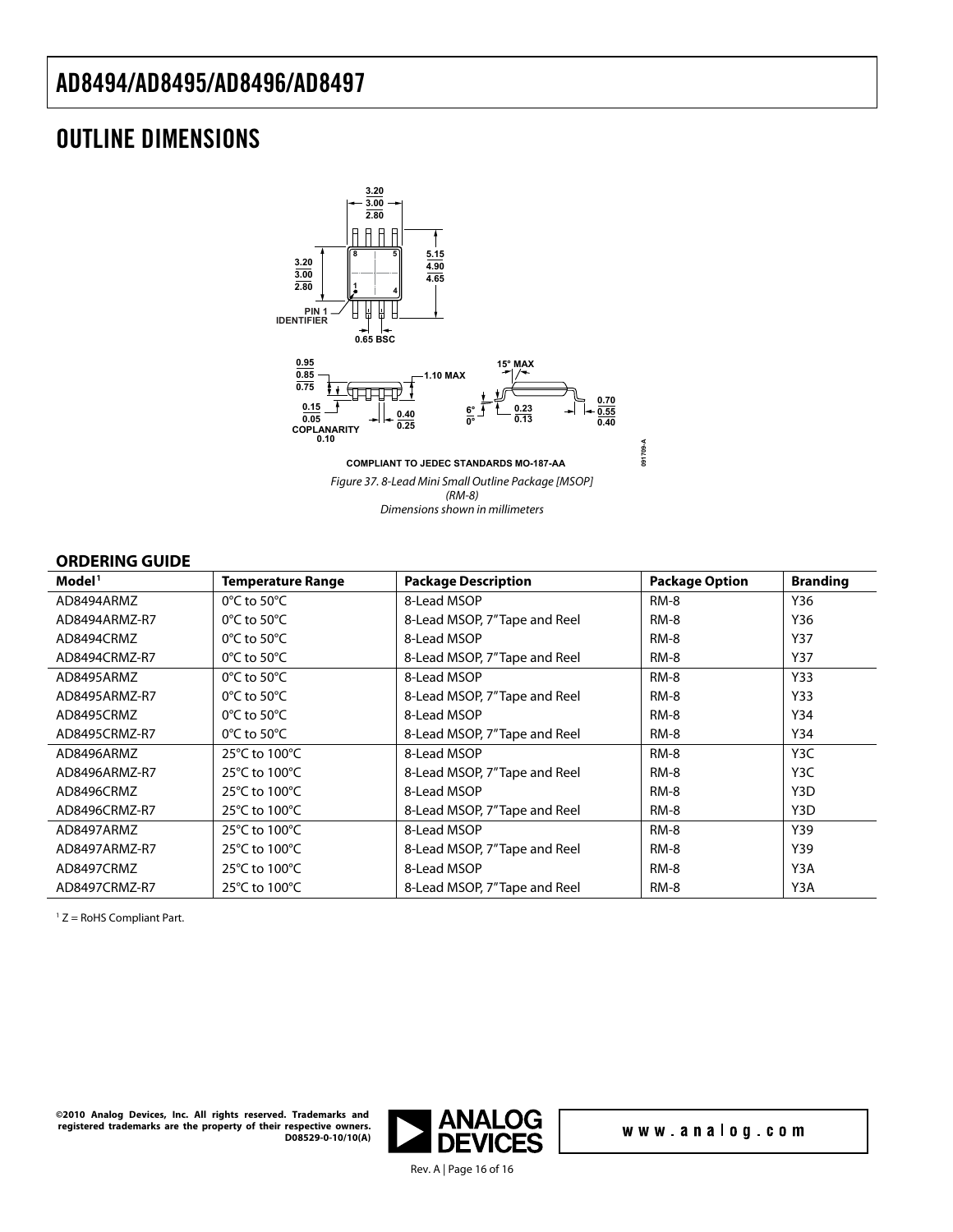# OUTLINE DIMENSIONS

3.20
3.00
2.80

8
5
1
4

3.20
3.00
2.80

5.15
4.90
4.65

PIN 1
IDENTIFIER

0.65 BSC

0.95
0.85
0.75

1.10 MAX

15° MAX

0.15
0.05

COPLANARITY
0.10

0.40
0.25

6°
0°

0.23
0.13

0.70
0.55
0.40

COMPLIANT TO JEDEC STANDARDS MO-187-AA

091709-A

*Figure 37. 8-Lead Mini Small Outline Package [MSOP] (RM-8) Dimensions shown in millimeters*

## ORDERING GUIDE

| Model[1] | Temperature Range | Package Description | Package Option | Branding |
|---|---|---|---|---|
| AD8494ARMZ | 0°C to 50°C | 8-Lead MSOP | RM-8 | Y36 |
| AD8494ARMZ-R7 | 0°C to 50°C | 8-Lead MSOP, 7" Tape and Reel | RM-8 | Y36 |
| AD8494CRMZ | 0°C to 50°C | 8-Lead MSOP | RM-8 | Y37 |
| AD8494CRMZ-R7 | 0°C to 50°C | 8-Lead MSOP, 7" Tape and Reel | RM-8 | Y37 |
| AD8495ARMZ | 0°C to 50°C | 8-Lead MSOP | RM-8 | Y33 |
| AD8495ARMZ-R7 | 0°C to 50°C | 8-Lead MSOP, 7" Tape and Reel | RM-8 | Y33 |
| AD8495CRMZ | 0°C to 50°C | 8-Lead MSOP | RM-8 | Y34 |
| AD8495CRMZ-R7 | 0°C to 50°C | 8-Lead MSOP, 7" Tape and Reel | RM-8 | Y34 |
| AD8496ARMZ | 25°C to 100°C | 8-Lead MSOP | RM-8 | Y3C |
| AD8496ARMZ-R7 | 25°C to 100°C | 8-Lead MSOP, 7" Tape and Reel | RM-8 | Y3C |
| AD8496CRMZ | 25°C to 100°C | 8-Lead MSOP | RM-8 | Y3D |
| AD8496CRMZ-R7 | 25°C to 100°C | 8-Lead MSOP, 7" Tape and Reel | RM-8 | Y3D |
| AD8497ARMZ | 25°C to 100°C | 8-Lead MSOP | RM-8 | Y39 |
| AD8497ARMZ-R7 | 25°C to 100°C | 8-Lead MSOP, 7" Tape and Reel | RM-8 | Y39 |
| AD8497CRMZ | 25°C to 100°C | 8-Lead MSOP | RM-8 | Y3A |
| AD8497CRMZ-R7 | 25°C to 100°C | 8-Lead MSOP, 7" Tape and Reel | RM-8 | Y3A |

[1] Z = RoHS Compliant Part.

©2010 Analog Devices, Inc. All rights reserved. Trademarks and registered trademarks are the property of their respective owners. D08529-0-10/10(A)

www.analog.com